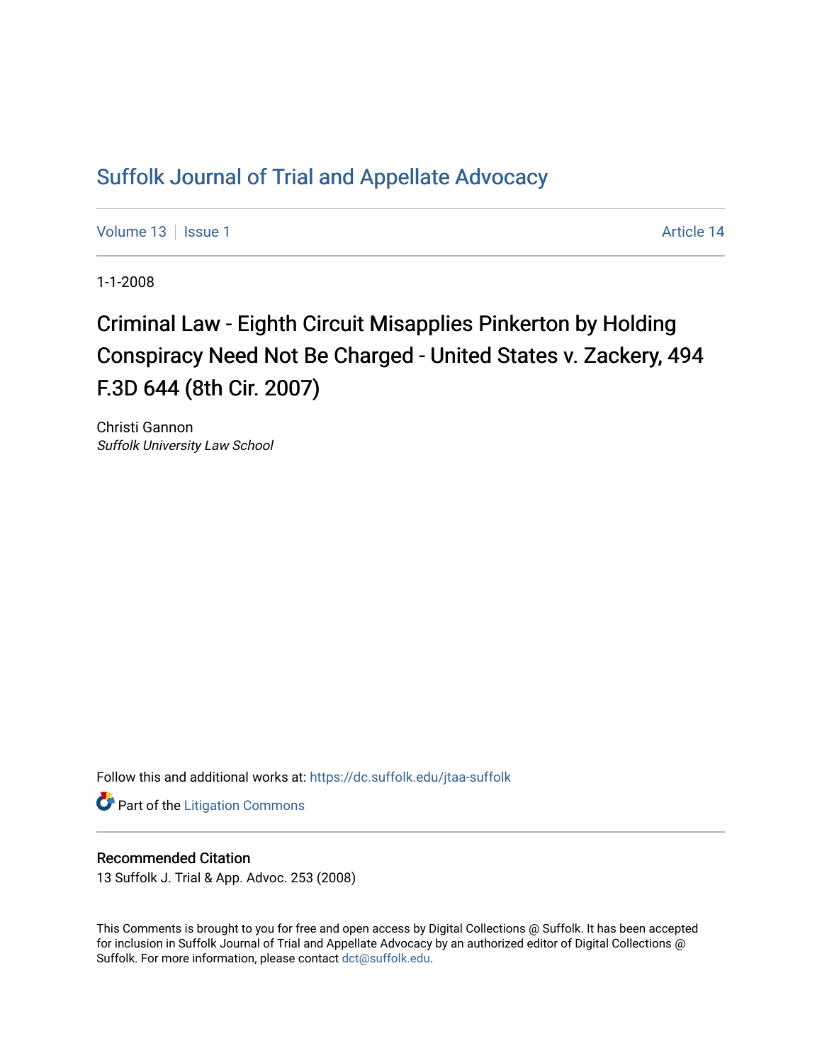# Suffolk Journal of Trial and Appellate Advocacy

Volume 13 | Issue 1 Article 14

1-1-2008

## Criminal Law - Eighth Circuit Misapplies Pinkerton by Holding Conspiracy Need Not Be Charged - United States v. Zackery, 494 F.3D 644 (8th Cir. 2007)

Christi Gannon
*Suffolk University Law School*

Follow this and additional works at: https://dc.suffolk.edu/jtaa-suffolk

Part of the Litigation Commons

### Recommended Citation

13 Suffolk J. Trial & App. Advoc. 253 (2008)

This Comments is brought to you for free and open access by Digital Collections @ Suffolk. It has been accepted for inclusion in Suffolk Journal of Trial and Appellate Advocacy by an authorized editor of Digital Collections @ Suffolk. For more information, please contact dct@suffolk.edu.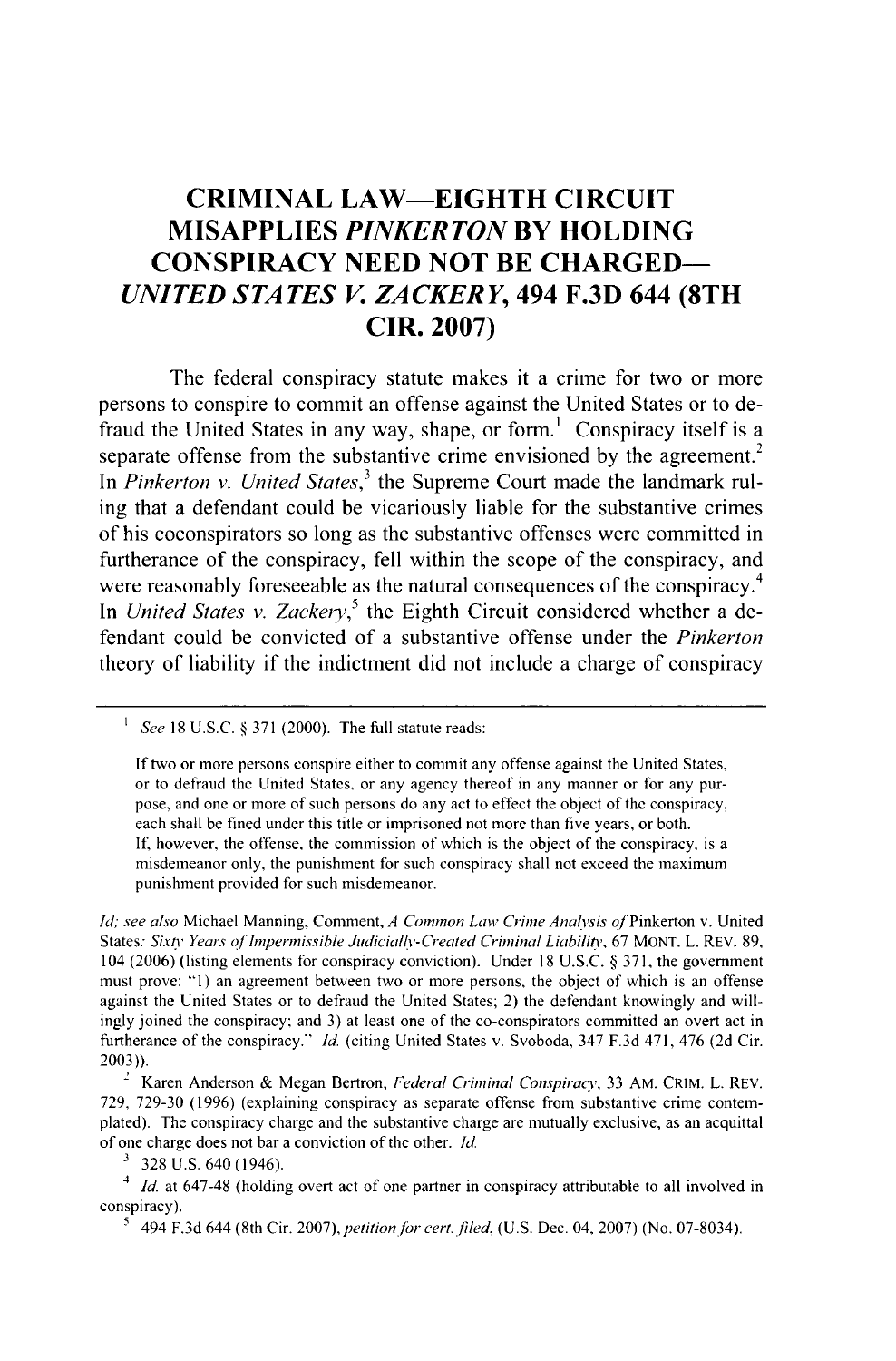# CRIMINAL LAW—EIGHTH CIRCUIT MISAPPLIES *PINKERTON* BY HOLDING CONSPIRACY NEED NOT BE CHARGED— *UNITED STATES V. ZACKERY*, 494 F.3D 644 (8TH CIR. 2007)

The federal conspiracy statute makes it a crime for two or more persons to conspire to commit an offense against the United States or to defraud the United States in any way, shape, or form.[1] Conspiracy itself is a separate offense from the substantive crime envisioned by the agreement.[2] In *Pinkerton v. United States*,[3] the Supreme Court made the landmark ruling that a defendant could be vicariously liable for the substantive crimes of his coconspirators so long as the substantive offenses were committed in furtherance of the conspiracy, fell within the scope of the conspiracy, and were reasonably foreseeable as the natural consequences of the conspiracy.[4] In *United States v. Zackery*,[5] the Eighth Circuit considered whether a defendant could be convicted of a substantive offense under the *Pinkerton* theory of liability if the indictment did not include a charge of conspiracy

---

[1] *See* 18 U.S.C. § 371 (2000). The full statute reads:

> If two or more persons conspire either to commit any offense against the United States, or to defraud the United States, or any agency thereof in any manner or for any purpose, and one or more of such persons do any act to effect the object of the conspiracy, each shall be fined under this title or imprisoned not more than five years, or both.
> If, however, the offense, the commission of which is the object of the conspiracy, is a misdemeanor only, the punishment for such conspiracy shall not exceed the maximum punishment provided for such misdemeanor.

*Id*; *see also* Michael Manning, Comment, *A Common Law Crime Analysis of* Pinkerton v. United States: *Sixty Years of Impermissible Judicially-Created Criminal Liability*, 67 MONT. L. REV. 89, 104 (2006) (listing elements for conspiracy conviction). Under 18 U.S.C. § 371, the government must prove: "1) an agreement between two or more persons, the object of which is an offense against the United States or to defraud the United States; 2) the defendant knowingly and willingly joined the conspiracy; and 3) at least one of the co-conspirators committed an overt act in furtherance of the conspiracy." *Id.* (citing United States v. Svoboda, 347 F.3d 471, 476 (2d Cir. 2003)).

[2] Karen Anderson & Megan Bertron, *Federal Criminal Conspiracy*, 33 AM. CRIM. L. REV. 729, 729-30 (1996) (explaining conspiracy as separate offense from substantive crime contemplated). The conspiracy charge and the substantive charge are mutually exclusive, as an acquittal of one charge does not bar a conviction of the other. *Id.*

[3] 328 U.S. 640 (1946).

[4] *Id.* at 647-48 (holding overt act of one partner in conspiracy attributable to all involved in conspiracy).

[5] 494 F.3d 644 (8th Cir. 2007), *petition for cert. filed*, (U.S. Dec. 04, 2007) (No. 07-8034).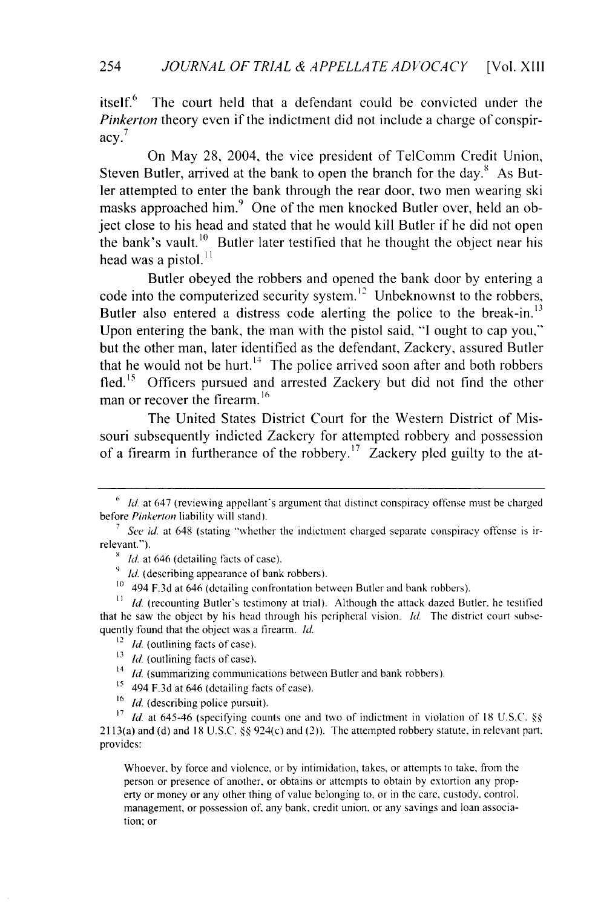itself.[6] The court held that a defendant could be convicted under the *Pinkerton* theory even if the indictment did not include a charge of conspiracy.[7]

On May 28, 2004, the vice president of TelComm Credit Union, Steven Butler, arrived at the bank to open the branch for the day.[8] As Butler attempted to enter the bank through the rear door, two men wearing ski masks approached him.[9] One of the men knocked Butler over, held an object close to his head and stated that he would kill Butler if he did not open the bank's vault.[10] Butler later testified that he thought the object near his head was a pistol.[11]

Butler obeyed the robbers and opened the bank door by entering a code into the computerized security system.[12] Unbeknownst to the robbers, Butler also entered a distress code alerting the police to the break-in.[13] Upon entering the bank, the man with the pistol said, "I ought to cap you," but the other man, later identified as the defendant, Zackery, assured Butler that he would not be hurt.[14] The police arrived soon after and both robbers fled.[15] Officers pursued and arrested Zackery but did not find the other man or recover the firearm.[16]

The United States District Court for the Western District of Missouri subsequently indicted Zackery for attempted robbery and possession of a firearm in furtherance of the robbery.[17] Zackery pled guilty to the at-

---

[6] *Id.* at 647 (reviewing appellant's argument that distinct conspiracy offense must be charged before *Pinkerton* liability will stand).

[7] *See id.* at 648 (stating "whether the indictment charged separate conspiracy offense is irrelevant.").

[8] *Id.* at 646 (detailing facts of case).

[9] *Id.* (describing appearance of bank robbers).

[10] 494 F.3d at 646 (detailing confrontation between Butler and bank robbers).

[11] *Id.* (recounting Butler's testimony at trial). Although the attack dazed Butler, he testified that he saw the object by his head through his peripheral vision. *Id.* The district court subsequently found that the object was a firearm. *Id.*

[12] *Id.* (outlining facts of case).

[13] *Id.* (outlining facts of case).

[14] *Id.* (summarizing communications between Butler and bank robbers).

[15] 494 F.3d at 646 (detailing facts of case).

[16] *Id.* (describing police pursuit).

[17] *Id.* at 645-46 (specifying counts one and two of indictment in violation of 18 U.S.C. §§ 2113(a) and (d) and 18 U.S.C. §§ 924(c) and (2)). The attempted robbery statute, in relevant part, provides:

> Whoever, by force and violence, or by intimidation, takes, or attempts to take, from the person or presence of another, or obtains or attempts to obtain by extortion any property or money or any other thing of value belonging to, or in the care, custody, control, management, or possession of, any bank, credit union, or any savings and loan association; or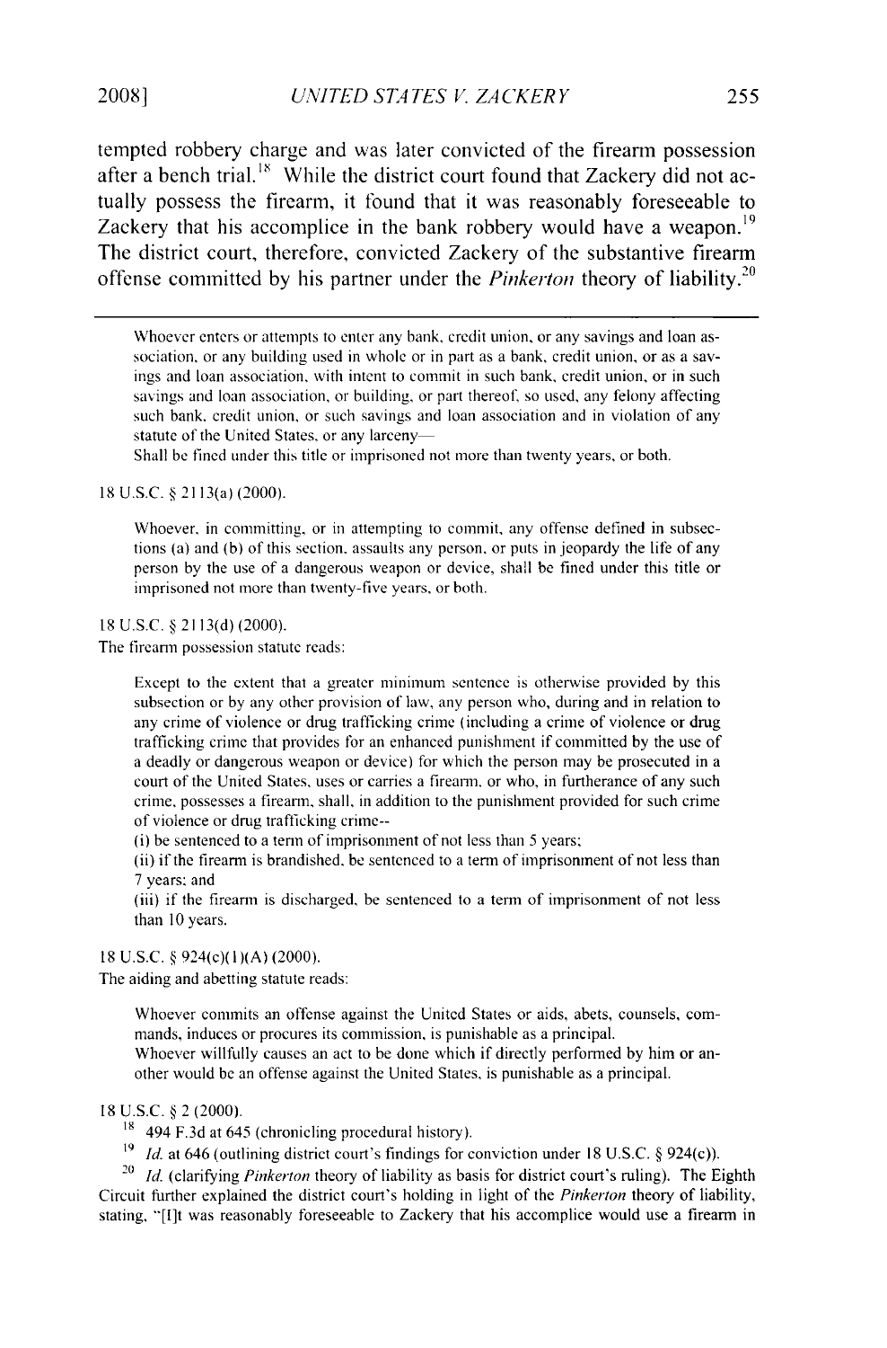tempted robbery charge and was later convicted of the firearm possession after a bench trial.[18] While the district court found that Zackery did not actually possess the firearm, it found that it was reasonably foreseeable to Zackery that his accomplice in the bank robbery would have a weapon.[19] The district court, therefore, convicted Zackery of the substantive firearm offense committed by his partner under the *Pinkerton* theory of liability.[20]

---

> Whoever enters or attempts to enter any bank, credit union, or any savings and loan association, or any building used in whole or in part as a bank, credit union, or as a savings and loan association, with intent to commit in such bank, credit union, or in such savings and loan association, or building, or part thereof, so used, any felony affecting such bank, credit union, or such savings and loan association and in violation of any statute of the United States, or any larceny—
>
> Shall be fined under this title or imprisoned not more than twenty years, or both.

18 U.S.C. § 2113(a) (2000).

> Whoever, in committing, or in attempting to commit, any offense defined in subsections (a) and (b) of this section, assaults any person, or puts in jeopardy the life of any person by the use of a dangerous weapon or device, shall be fined under this title or imprisoned not more than twenty-five years, or both.

18 U.S.C. § 2113(d) (2000).

The firearm possession statute reads:

> Except to the extent that a greater minimum sentence is otherwise provided by this subsection or by any other provision of law, any person who, during and in relation to any crime of violence or drug trafficking crime (including a crime of violence or drug trafficking crime that provides for an enhanced punishment if committed by the use of a deadly or dangerous weapon or device) for which the person may be prosecuted in a court of the United States, uses or carries a firearm, or who, in furtherance of any such crime, possesses a firearm, shall, in addition to the punishment provided for such crime of violence or drug trafficking crime--
>
> (i) be sentenced to a term of imprisonment of not less than 5 years;
>
> (ii) if the firearm is brandished, be sentenced to a term of imprisonment of not less than 7 years; and
>
> (iii) if the firearm is discharged, be sentenced to a term of imprisonment of not less than 10 years.

18 U.S.C. § 924(c)(1)(A) (2000).

The aiding and abetting statute reads:

> Whoever commits an offense against the United States or aids, abets, counsels, commands, induces or procures its commission, is punishable as a principal.
>
> Whoever willfully causes an act to be done which if directly performed by him or another would be an offense against the United States, is punishable as a principal.

18 U.S.C. § 2 (2000).

[18] 494 F.3d at 645 (chronicling procedural history).

[19] *Id.* at 646 (outlining district court's findings for conviction under 18 U.S.C. § 924(c)).

[20] *Id.* (clarifying *Pinkerton* theory of liability as basis for district court's ruling). The Eighth Circuit further explained the district court's holding in light of the *Pinkerton* theory of liability, stating, "[I]t was reasonably foreseeable to Zackery that his accomplice would use a firearm in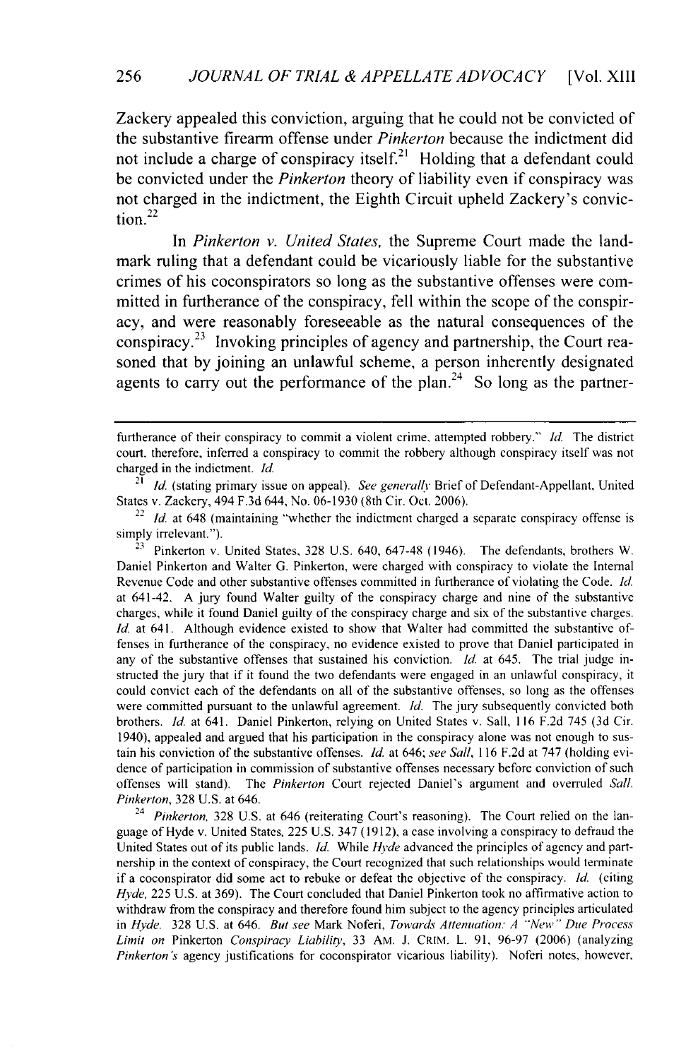Zackery appealed this conviction, arguing that he could not be convicted of the substantive firearm offense under *Pinkerton* because the indictment did not include a charge of conspiracy itself.[21] Holding that a defendant could be convicted under the *Pinkerton* theory of liability even if conspiracy was not charged in the indictment, the Eighth Circuit upheld Zackery's conviction.[22]

In *Pinkerton v. United States,* the Supreme Court made the landmark ruling that a defendant could be vicariously liable for the substantive crimes of his coconspirators so long as the substantive offenses were committed in furtherance of the conspiracy, fell within the scope of the conspiracy, and were reasonably foreseeable as the natural consequences of the conspiracy.[23] Invoking principles of agency and partnership, the Court reasoned that by joining an unlawful scheme, a person inherently designated agents to carry out the performance of the plan.[24] So long as the partner-

---

furtherance of their conspiracy to commit a violent crime, attempted robbery." *Id.* The district court, therefore, inferred a conspiracy to commit the robbery although conspiracy itself was not charged in the indictment. *Id.*

[21] *Id.* (stating primary issue on appeal). *See generally* Brief of Defendant-Appellant, United States v. Zackery, 494 F.3d 644, No. 06-1930 (8th Cir. Oct. 2006).

[22] *Id.* at 648 (maintaining "whether the indictment charged a separate conspiracy offense is simply irrelevant.").

[23] Pinkerton v. United States, 328 U.S. 640, 647-48 (1946). The defendants, brothers W. Daniel Pinkerton and Walter G. Pinkerton, were charged with conspiracy to violate the Internal Revenue Code and other substantive offenses committed in furtherance of violating the Code. *Id.* at 641-42. A jury found Walter guilty of the conspiracy charge and nine of the substantive charges, while it found Daniel guilty of the conspiracy charge and six of the substantive charges. *Id.* at 641. Although evidence existed to show that Walter had committed the substantive offenses in furtherance of the conspiracy, no evidence existed to prove that Daniel participated in any of the substantive offenses that sustained his conviction. *Id.* at 645. The trial judge instructed the jury that if it found the two defendants were engaged in an unlawful conspiracy, it could convict each of the defendants on all of the substantive offenses, so long as the offenses were committed pursuant to the unlawful agreement. *Id.* The jury subsequently convicted both brothers. *Id.* at 641. Daniel Pinkerton, relying on United States v. Sall, 116 F.2d 745 (3d Cir. 1940), appealed and argued that his participation in the conspiracy alone was not enough to sustain his conviction of the substantive offenses. *Id.* at 646; *see Sall*, 116 F.2d at 747 (holding evidence of participation in commission of substantive offenses necessary before conviction of such offenses will stand). The *Pinkerton* Court rejected Daniel's argument and overruled *Sall*. *Pinkerton*, 328 U.S. at 646.

[24] *Pinkerton*, 328 U.S. at 646 (reiterating Court's reasoning). The Court relied on the language of Hyde v. United States, 225 U.S. 347 (1912), a case involving a conspiracy to defraud the United States out of its public lands. *Id.* While *Hyde* advanced the principles of agency and partnership in the context of conspiracy, the Court recognized that such relationships would terminate if a coconspirator did some act to rebuke or defeat the objective of the conspiracy. *Id.* (citing *Hyde*, 225 U.S. at 369). The Court concluded that Daniel Pinkerton took no affirmative action to withdraw from the conspiracy and therefore found him subject to the agency principles articulated in *Hyde*. 328 U.S. at 646. *But see* Mark Noferi, *Towards Attenuation: A "New" Due Process Limit on* Pinkerton *Conspiracy Liability*, 33 AM. J. CRIM. L. 91, 96-97 (2006) (analyzing *Pinkerton's* agency justifications for coconspirator vicarious liability). Noferi notes, however,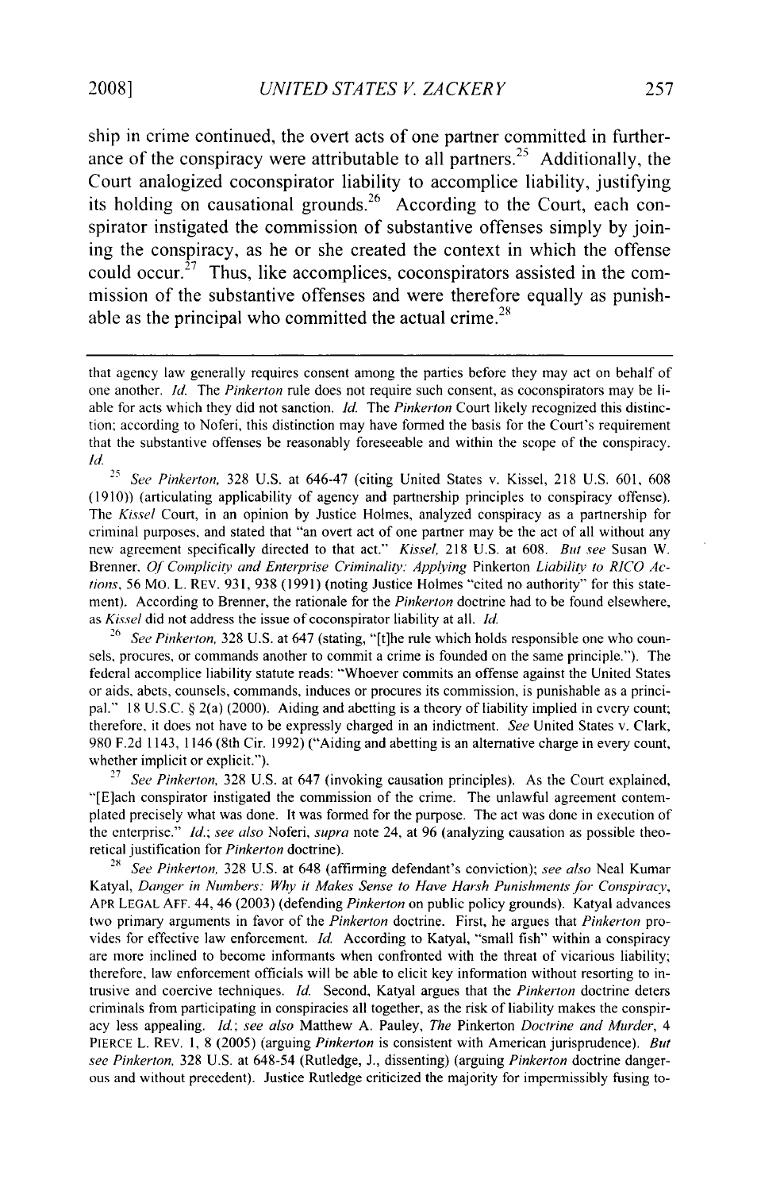ship in crime continued, the overt acts of one partner committed in furtherance of the conspiracy were attributable to all partners.[25] Additionally, the Court analogized coconspirator liability to accomplice liability, justifying its holding on causational grounds.[26] According to the Court, each conspirator instigated the commission of substantive offenses simply by joining the conspiracy, as he or she created the context in which the offense could occur.[27] Thus, like accomplices, coconspirators assisted in the commission of the substantive offenses and were therefore equally as punishable as the principal who committed the actual crime.[28]

---

that agency law generally requires consent among the parties before they may act on behalf of one another. *Id.* The *Pinkerton* rule does not require such consent, as coconspirators may be liable for acts which they did not sanction. *Id.* The *Pinkerton* Court likely recognized this distinction; according to Noferi, this distinction may have formed the basis for the Court's requirement that the substantive offenses be reasonably foreseeable and within the scope of the conspiracy. *Id.*

[25] *See Pinkerton*, 328 U.S. at 646-47 (citing United States v. Kissel, 218 U.S. 601, 608 (1910)) (articulating applicability of agency and partnership principles to conspiracy offense). The *Kissel* Court, in an opinion by Justice Holmes, analyzed conspiracy as a partnership for criminal purposes, and stated that "an overt act of one partner may be the act of all without any new agreement specifically directed to that act." *Kissel*, 218 U.S. at 608. *But see* Susan W. Brenner, *Of Complicity and Enterprise Criminality: Applying* Pinkerton *Liability to RICO Actions*, 56 MO. L. REV. 931, 938 (1991) (noting Justice Holmes "cited no authority" for this statement). According to Brenner, the rationale for the *Pinkerton* doctrine had to be found elsewhere, as *Kissel* did not address the issue of coconspirator liability at all. *Id.*

[26] *See Pinkerton*, 328 U.S. at 647 (stating, "[t]he rule which holds responsible one who counsels, procures, or commands another to commit a crime is founded on the same principle."). The federal accomplice liability statute reads: "Whoever commits an offense against the United States or aids, abets, counsels, commands, induces or procures its commission, is punishable as a principal." 18 U.S.C. § 2(a) (2000). Aiding and abetting is a theory of liability implied in every count; therefore, it does not have to be expressly charged in an indictment. *See* United States v. Clark, 980 F.2d 1143, 1146 (8th Cir. 1992) ("Aiding and abetting is an alternative charge in every count, whether implicit or explicit.").

[27] *See Pinkerton*, 328 U.S. at 647 (invoking causation principles). As the Court explained, "[E]ach conspirator instigated the commission of the crime. The unlawful agreement contemplated precisely what was done. It was formed for the purpose. The act was done in execution of the enterprise." *Id.*; *see also* Noferi, *supra* note 24, at 96 (analyzing causation as possible theoretical justification for *Pinkerton* doctrine).

[28] *See Pinkerton*, 328 U.S. at 648 (affirming defendant's conviction); *see also* Neal Kumar Katyal, *Danger in Numbers: Why it Makes Sense to Have Harsh Punishments for Conspiracy*, APR LEGAL AFF. 44, 46 (2003) (defending *Pinkerton* on public policy grounds). Katyal advances two primary arguments in favor of the *Pinkerton* doctrine. First, he argues that *Pinkerton* provides for effective law enforcement. *Id.* According to Katyal, "small fish" within a conspiracy are more inclined to become informants when confronted with the threat of vicarious liability; therefore, law enforcement officials will be able to elicit key information without resorting to intrusive and coercive techniques. *Id.* Second, Katyal argues that the *Pinkerton* doctrine deters criminals from participating in conspiracies all together, as the risk of liability makes the conspiracy less appealing. *Id.*; *see also* Matthew A. Pauley, *The* Pinkerton *Doctrine and Murder*, 4 PIERCE L. REV. 1, 8 (2005) (arguing *Pinkerton* is consistent with American jurisprudence). *But see Pinkerton*, 328 U.S. at 648-54 (Rutledge, J., dissenting) (arguing *Pinkerton* doctrine dangerous and without precedent). Justice Rutledge criticized the majority for impermissibly fusing to-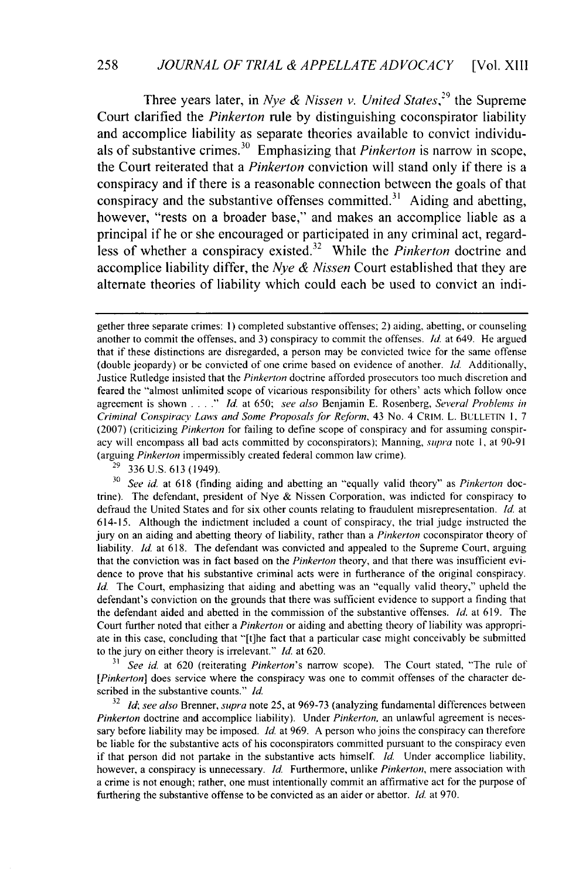Three years later, in *Nye & Nissen v. United States*,[29] the Supreme Court clarified the *Pinkerton* rule by distinguishing coconspirator liability and accomplice liability as separate theories available to convict individuals of substantive crimes.[30] Emphasizing that *Pinkerton* is narrow in scope, the Court reiterated that a *Pinkerton* conviction will stand only if there is a conspiracy and if there is a reasonable connection between the goals of that conspiracy and the substantive offenses committed.[31] Aiding and abetting, however, "rests on a broader base," and makes an accomplice liable as a principal if he or she encouraged or participated in any criminal act, regardless of whether a conspiracy existed.[32] While the *Pinkerton* doctrine and accomplice liability differ, the *Nye & Nissen* Court established that they are alternate theories of liability which could each be used to convict an indi-

---

gether three separate crimes: 1) completed substantive offenses; 2) aiding, abetting, or counseling another to commit the offenses, and 3) conspiracy to commit the offenses. *Id.* at 649. He argued that if these distinctions are disregarded, a person may be convicted twice for the same offense (double jeopardy) or be convicted of one crime based on evidence of another. *Id.* Additionally, Justice Rutledge insisted that the *Pinkerton* doctrine afforded prosecutors too much discretion and feared the "almost unlimited scope of vicarious responsibility for others' acts which follow once agreement is shown . . . ." *Id.* at 650; *see also* Benjamin E. Rosenberg, *Several Problems in Criminal Conspiracy Laws and Some Proposals for Reform*, 43 No. 4 CRIM. L. BULLETIN 1, 7 (2007) (criticizing *Pinkerton* for failing to define scope of conspiracy and for assuming conspiracy will encompass all bad acts committed by coconspirators); Manning, *supra* note 1, at 90-91 (arguing *Pinkerton* impermissibly created federal common law crime).

[29] 336 U.S. 613 (1949).

[30] *See id.* at 618 (finding aiding and abetting an "equally valid theory" as *Pinkerton* doctrine). The defendant, president of Nye & Nissen Corporation, was indicted for conspiracy to defraud the United States and for six other counts relating to fraudulent misrepresentation. *Id.* at 614-15. Although the indictment included a count of conspiracy, the trial judge instructed the jury on an aiding and abetting theory of liability, rather than a *Pinkerton* coconspirator theory of liability. *Id.* at 618. The defendant was convicted and appealed to the Supreme Court, arguing that the conviction was in fact based on the *Pinkerton* theory, and that there was insufficient evidence to prove that his substantive criminal acts were in furtherance of the original conspiracy. *Id.* The Court, emphasizing that aiding and abetting was an "equally valid theory," upheld the defendant's conviction on the grounds that there was sufficient evidence to support a finding that the defendant aided and abetted in the commission of the substantive offenses. *Id.* at 619. The Court further noted that either a *Pinkerton* or aiding and abetting theory of liability was appropriate in this case, concluding that "[t]he fact that a particular case might conceivably be submitted to the jury on either theory is irrelevant." *Id.* at 620.

[31] *See id.* at 620 (reiterating *Pinkerton*'s narrow scope). The Court stated, "The rule of [*Pinkerton*] does service where the conspiracy was one to commit offenses of the character described in the substantive counts." *Id.*

[32] *Id*; *see also* Brenner, *supra* note 25, at 969-73 (analyzing fundamental differences between *Pinkerton* doctrine and accomplice liability). Under *Pinkerton*, an unlawful agreement is necessary before liability may be imposed. *Id.* at 969. A person who joins the conspiracy can therefore be liable for the substantive acts of his coconspirators committed pursuant to the conspiracy even if that person did not partake in the substantive acts himself. *Id.* Under accomplice liability, however, a conspiracy is unnecessary. *Id.* Furthermore, unlike *Pinkerton*, mere association with a crime is not enough; rather, one must intentionally commit an affirmative act for the purpose of furthering the substantive offense to be convicted as an aider or abettor. *Id.* at 970.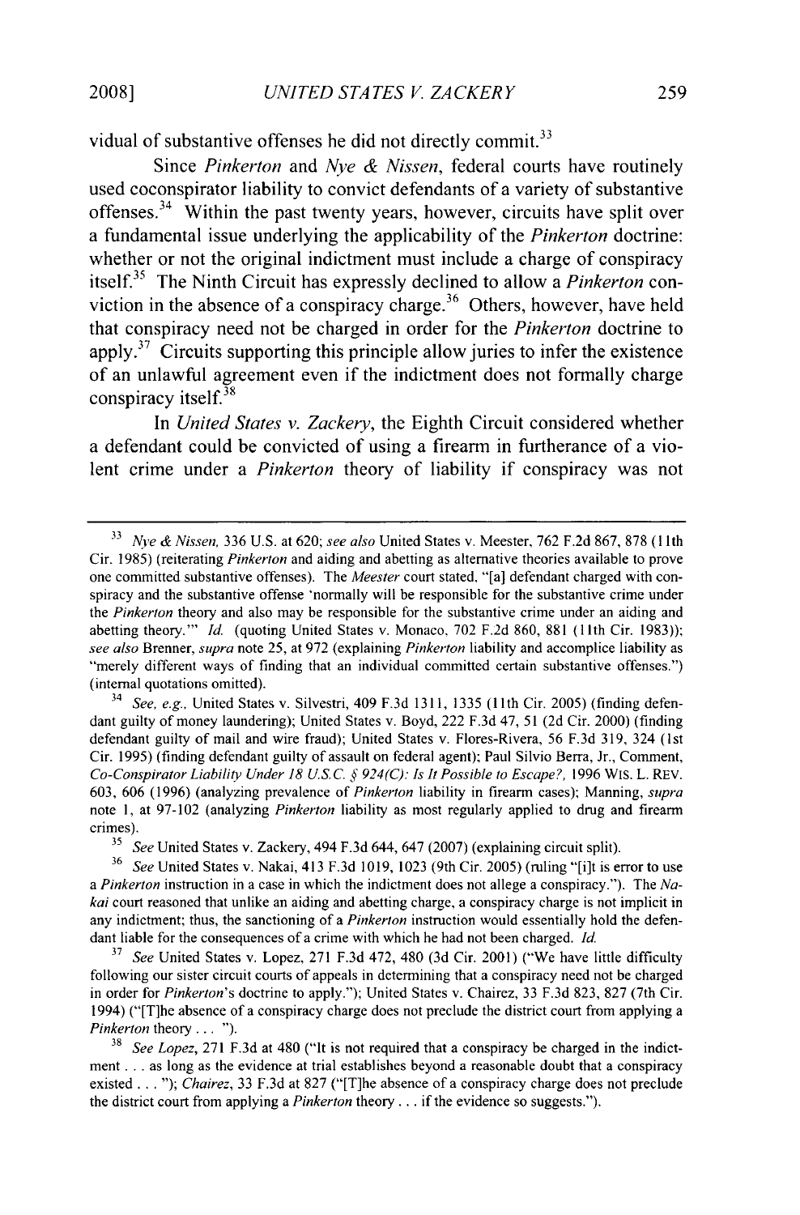vidual of substantive offenses he did not directly commit.[33]

Since *Pinkerton* and *Nye & Nissen*, federal courts have routinely used coconspirator liability to convict defendants of a variety of substantive offenses.[34] Within the past twenty years, however, circuits have split over a fundamental issue underlying the applicability of the *Pinkerton* doctrine: whether or not the original indictment must include a charge of conspiracy itself.[35] The Ninth Circuit has expressly declined to allow a *Pinkerton* conviction in the absence of a conspiracy charge.[36] Others, however, have held that conspiracy need not be charged in order for the *Pinkerton* doctrine to apply.[37] Circuits supporting this principle allow juries to infer the existence of an unlawful agreement even if the indictment does not formally charge conspiracy itself.[38]

In *United States v. Zackery*, the Eighth Circuit considered whether a defendant could be convicted of using a firearm in furtherance of a violent crime under a *Pinkerton* theory of liability if conspiracy was not

---

[33] *Nye & Nissen*, 336 U.S. at 620; *see also* United States v. Meester, 762 F.2d 867, 878 (11th Cir. 1985) (reiterating *Pinkerton* and aiding and abetting as alternative theories available to prove one committed substantive offenses). The *Meester* court stated, "[a] defendant charged with conspiracy and the substantive offense 'normally will be responsible for the substantive crime under the *Pinkerton* theory and also may be responsible for the substantive crime under an aiding and abetting theory.'" *Id.* (quoting United States v. Monaco, 702 F.2d 860, 881 (11th Cir. 1983)); *see also* Brenner, *supra* note 25, at 972 (explaining *Pinkerton* liability and accomplice liability as "merely different ways of finding that an individual committed certain substantive offenses.") (internal quotations omitted).

[34] *See, e.g.*, United States v. Silvestri, 409 F.3d 1311, 1335 (11th Cir. 2005) (finding defendant guilty of money laundering); United States v. Boyd, 222 F.3d 47, 51 (2d Cir. 2000) (finding defendant guilty of mail and wire fraud); United States v. Flores-Rivera, 56 F.3d 319, 324 (1st Cir. 1995) (finding defendant guilty of assault on federal agent); Paul Silvio Berra, Jr., Comment, *Co-Conspirator Liability Under 18 U.S.C. § 924(C): Is It Possible to Escape?*, 1996 WIS. L. REV. 603, 606 (1996) (analyzing prevalence of *Pinkerton* liability in firearm cases); Manning, *supra* note 1, at 97-102 (analyzing *Pinkerton* liability as most regularly applied to drug and firearm crimes).

[35] *See* United States v. Zackery, 494 F.3d 644, 647 (2007) (explaining circuit split).

[36] *See* United States v. Nakai, 413 F.3d 1019, 1023 (9th Cir. 2005) (ruling "[i]t is error to use a *Pinkerton* instruction in a case in which the indictment does not allege a conspiracy."). The *Nakai* court reasoned that unlike an aiding and abetting charge, a conspiracy charge is not implicit in any indictment; thus, the sanctioning of a *Pinkerton* instruction would essentially hold the defendant liable for the consequences of a crime with which he had not been charged. *Id.*

[37] *See* United States v. Lopez, 271 F.3d 472, 480 (3d Cir. 2001) ("We have little difficulty following our sister circuit courts of appeals in determining that a conspiracy need not be charged in order for *Pinkerton*'s doctrine to apply."); United States v. Chairez, 33 F.3d 823, 827 (7th Cir. 1994) ("[T]he absence of a conspiracy charge does not preclude the district court from applying a *Pinkerton* theory . . . ").

[38] *See Lopez*, 271 F.3d at 480 ("It is not required that a conspiracy be charged in the indictment . . . as long as the evidence at trial establishes beyond a reasonable doubt that a conspiracy existed . . . "); *Chairez*, 33 F.3d at 827 ("[T]he absence of a conspiracy charge does not preclude the district court from applying a *Pinkerton* theory . . . if the evidence so suggests.").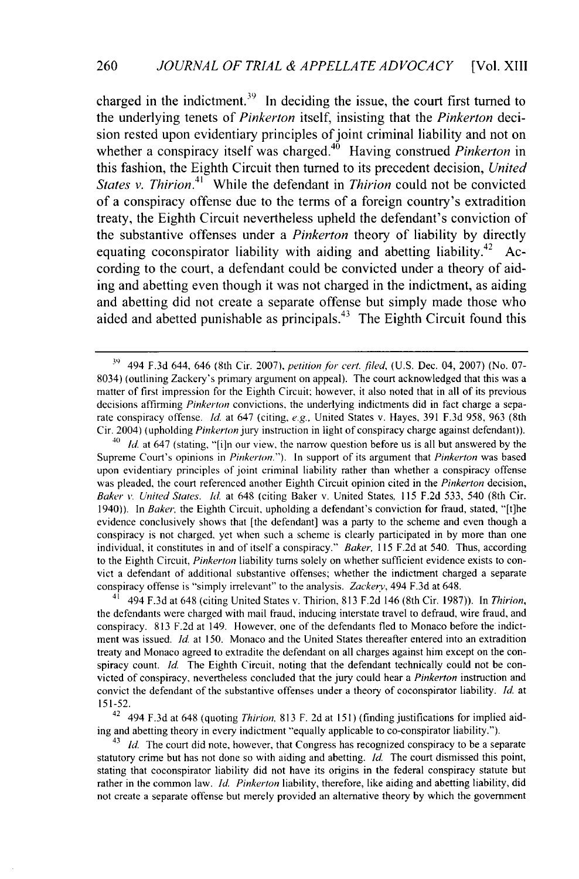charged in the indictment.[39] In deciding the issue, the court first turned to the underlying tenets of *Pinkerton* itself, insisting that the *Pinkerton* decision rested upon evidentiary principles of joint criminal liability and not on whether a conspiracy itself was charged.[40] Having construed *Pinkerton* in this fashion, the Eighth Circuit then turned to its precedent decision, *United States v. Thirion*.[41] While the defendant in *Thirion* could not be convicted of a conspiracy offense due to the terms of a foreign country's extradition treaty, the Eighth Circuit nevertheless upheld the defendant's conviction of the substantive offenses under a *Pinkerton* theory of liability by directly equating coconspirator liability with aiding and abetting liability.[42] According to the court, a defendant could be convicted under a theory of aiding and abetting even though it was not charged in the indictment, as aiding and abetting did not create a separate offense but simply made those who aided and abetted punishable as principals.[43] The Eighth Circuit found this

---

[39] 494 F.3d 644, 646 (8th Cir. 2007), *petition for cert. filed*, (U.S. Dec. 04, 2007) (No. 07-8034) (outlining Zackery's primary argument on appeal). The court acknowledged that this was a matter of first impression for the Eighth Circuit; however, it also noted that in all of its previous decisions affirming *Pinkerton* convictions, the underlying indictments did in fact charge a separate conspiracy offense. *Id.* at 647 (citing, *e.g.*, United States v. Hayes, 391 F.3d 958, 963 (8th Cir. 2004) (upholding *Pinkerton* jury instruction in light of conspiracy charge against defendant)).

[40] *Id.* at 647 (stating, "[i]n our view, the narrow question before us is all but answered by the Supreme Court's opinions in *Pinkerton*."). In support of its argument that *Pinkerton* was based upon evidentiary principles of joint criminal liability rather than whether a conspiracy offense was pleaded, the court referenced another Eighth Circuit opinion cited in the *Pinkerton* decision, *Baker v. United States*. *Id.* at 648 (citing Baker v. United States, 115 F.2d 533, 540 (8th Cir. 1940)). In *Baker*, the Eighth Circuit, upholding a defendant's conviction for fraud, stated, "[t]he evidence conclusively shows that [the defendant] was a party to the scheme and even though a conspiracy is not charged, yet when such a scheme is clearly participated in by more than one individual, it constitutes in and of itself a conspiracy." *Baker*, 115 F.2d at 540. Thus, according to the Eighth Circuit, *Pinkerton* liability turns solely on whether sufficient evidence exists to convict a defendant of additional substantive offenses; whether the indictment charged a separate conspiracy offense is "simply irrelevant" to the analysis. *Zackery*, 494 F.3d at 648.

[41] 494 F.3d at 648 (citing United States v. Thirion, 813 F.2d 146 (8th Cir. 1987)). In *Thirion*, the defendants were charged with mail fraud, inducing interstate travel to defraud, wire fraud, and conspiracy. 813 F.2d at 149. However, one of the defendants fled to Monaco before the indictment was issued. *Id.* at 150. Monaco and the United States thereafter entered into an extradition treaty and Monaco agreed to extradite the defendant on all charges against him except on the conspiracy count. *Id.* The Eighth Circuit, noting that the defendant technically could not be convicted of conspiracy, nevertheless concluded that the jury could hear a *Pinkerton* instruction and convict the defendant of the substantive offenses under a theory of coconspirator liability. *Id.* at 151-52.

[42] 494 F.3d at 648 (quoting *Thirion*, 813 F. 2d at 151) (finding justifications for implied aiding and abetting theory in every indictment "equally applicable to co-conspirator liability.").

[43] *Id.* The court did note, however, that Congress has recognized conspiracy to be a separate statutory crime but has not done so with aiding and abetting. *Id.* The court dismissed this point, stating that coconspirator liability did not have its origins in the federal conspiracy statute but rather in the common law. *Id.* *Pinkerton* liability, therefore, like aiding and abetting liability, did not create a separate offense but merely provided an alternative theory by which the government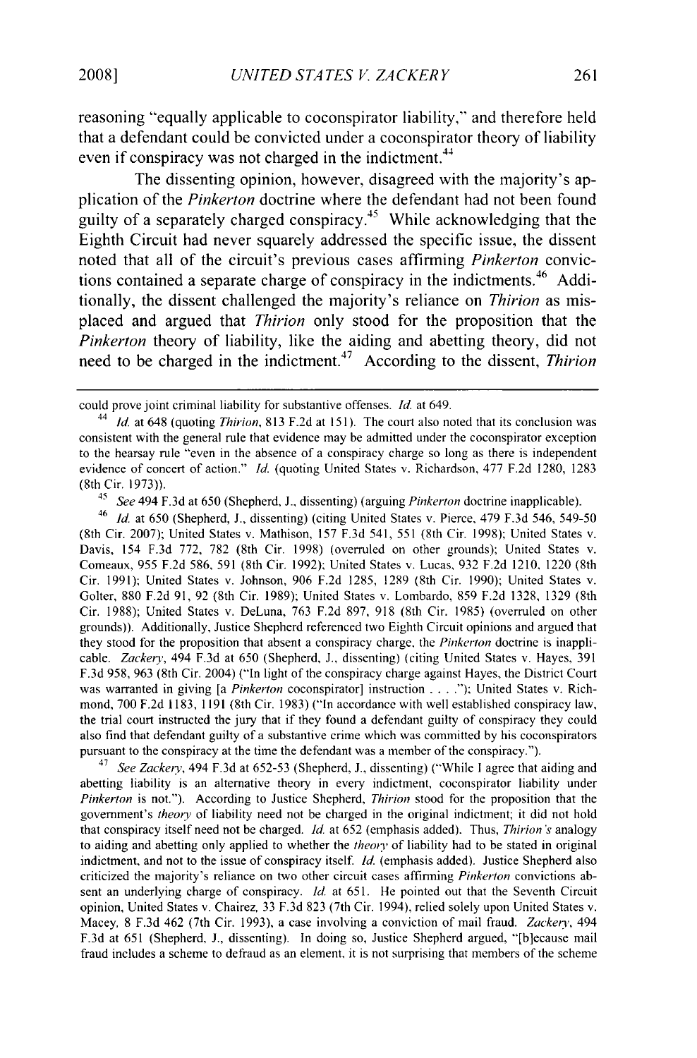reasoning "equally applicable to coconspirator liability," and therefore held that a defendant could be convicted under a coconspirator theory of liability even if conspiracy was not charged in the indictment.[44]

The dissenting opinion, however, disagreed with the majority's application of the *Pinkerton* doctrine where the defendant had not been found guilty of a separately charged conspiracy.[45] While acknowledging that the Eighth Circuit had never squarely addressed the specific issue, the dissent noted that all of the circuit's previous cases affirming *Pinkerton* convictions contained a separate charge of conspiracy in the indictments.[46] Additionally, the dissent challenged the majority's reliance on *Thirion* as misplaced and argued that *Thirion* only stood for the proposition that the *Pinkerton* theory of liability, like the aiding and abetting theory, did not need to be charged in the indictment.[47] According to the dissent, *Thirion*

---

could prove joint criminal liability for substantive offenses. *Id.* at 649.

[44] *Id.* at 648 (quoting *Thirion*, 813 F.2d at 151). The court also noted that its conclusion was consistent with the general rule that evidence may be admitted under the coconspirator exception to the hearsay rule "even in the absence of a conspiracy charge so long as there is independent evidence of concert of action." *Id.* (quoting United States v. Richardson, 477 F.2d 1280, 1283 (8th Cir. 1973)).

[45] *See* 494 F.3d at 650 (Shepherd, J., dissenting) (arguing *Pinkerton* doctrine inapplicable).

[46] *Id.* at 650 (Shepherd, J., dissenting) (citing United States v. Pierce, 479 F.3d 546, 549-50 (8th Cir. 2007); United States v. Mathison, 157 F.3d 541, 551 (8th Cir. 1998); United States v. Davis, 154 F.3d 772, 782 (8th Cir. 1998) (overruled on other grounds); United States v. Comeaux, 955 F.2d 586, 591 (8th Cir. 1992); United States v. Lucas, 932 F.2d 1210, 1220 (8th Cir. 1991); United States v. Johnson, 906 F.2d 1285, 1289 (8th Cir. 1990); United States v. Golter, 880 F.2d 91, 92 (8th Cir. 1989); United States v. Lombardo, 859 F.2d 1328, 1329 (8th Cir. 1988); United States v. DeLuna, 763 F.2d 897, 918 (8th Cir. 1985) (overruled on other grounds)). Additionally, Justice Shepherd referenced two Eighth Circuit opinions and argued that they stood for the proposition that absent a conspiracy charge, the *Pinkerton* doctrine is inapplicable. *Zackery*, 494 F.3d at 650 (Shepherd, J., dissenting) (citing United States v. Hayes, 391 F.3d 958, 963 (8th Cir. 2004) ("In light of the conspiracy charge against Hayes, the District Court was warranted in giving [a *Pinkerton* coconspirator] instruction . . . ."); United States v. Richmond, 700 F.2d 1183, 1191 (8th Cir. 1983) ("In accordance with well established conspiracy law, the trial court instructed the jury that if they found a defendant guilty of conspiracy they could also find that defendant guilty of a substantive crime which was committed by his coconspirators pursuant to the conspiracy at the time the defendant was a member of the conspiracy.").

[47] *See Zackery*, 494 F.3d at 652-53 (Shepherd, J., dissenting) ("While I agree that aiding and abetting liability is an alternative theory in every indictment, coconspirator liability under *Pinkerton* is not."). According to Justice Shepherd, *Thirion* stood for the proposition that the government's *theory* of liability need not be charged in the original indictment; it did not hold that conspiracy itself need not be charged. *Id.* at 652 (emphasis added). Thus, *Thirion's* analogy to aiding and abetting only applied to whether the *theory* of liability had to be stated in original indictment, and not to the issue of conspiracy itself. *Id.* (emphasis added). Justice Shepherd also criticized the majority's reliance on two other circuit cases affirming *Pinkerton* convictions absent an underlying charge of conspiracy. *Id.* at 651. He pointed out that the Seventh Circuit opinion, United States v. Chairez, 33 F.3d 823 (7th Cir. 1994), relied solely upon United States v. Macey, 8 F.3d 462 (7th Cir. 1993), a case involving a conviction of mail fraud. *Zackery*, 494 F.3d at 651 (Shepherd, J., dissenting). In doing so, Justice Shepherd argued, "[b]ecause mail fraud includes a scheme to defraud as an element, it is not surprising that members of the scheme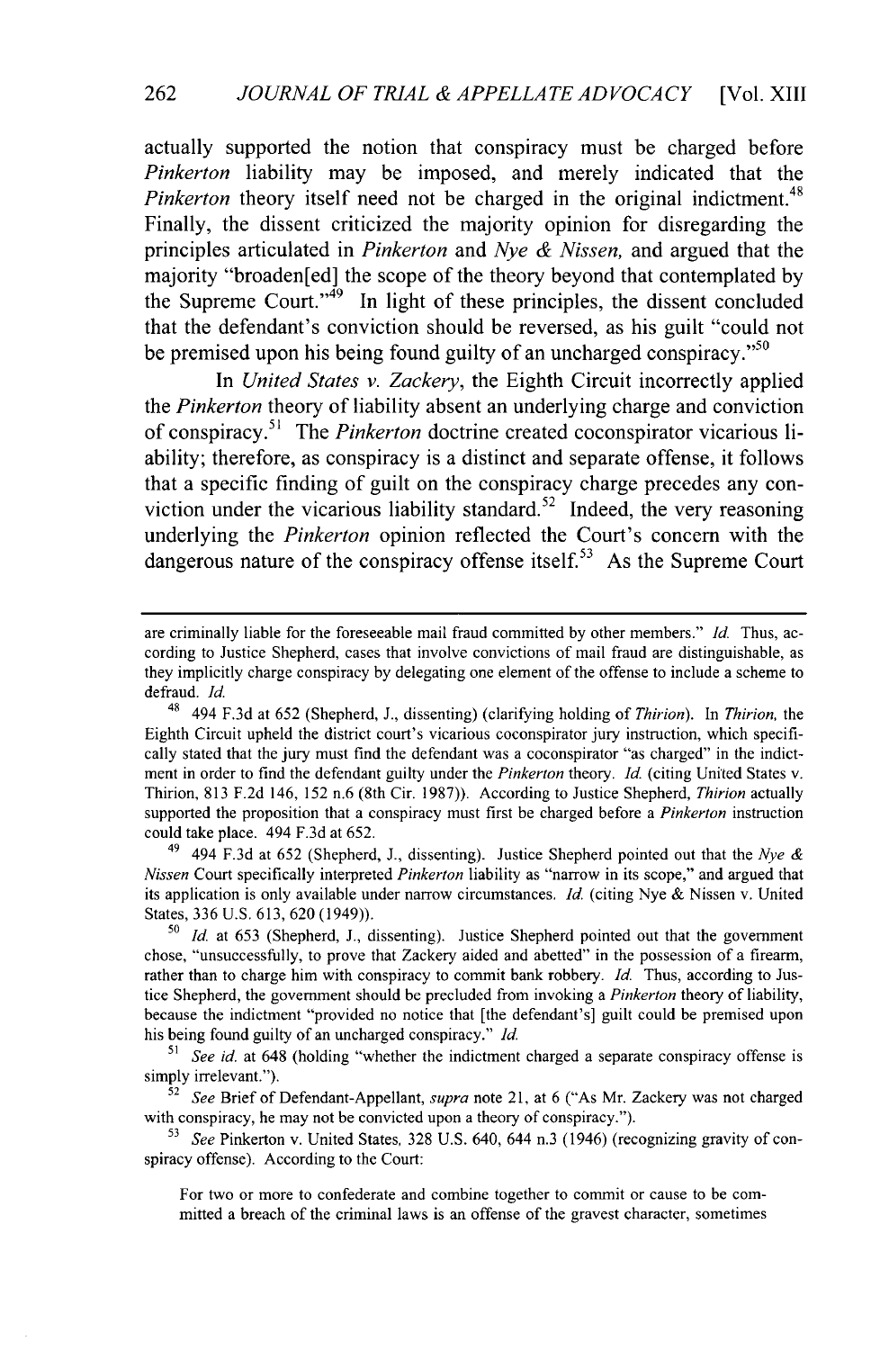actually supported the notion that conspiracy must be charged before *Pinkerton* liability may be imposed, and merely indicated that the *Pinkerton* theory itself need not be charged in the original indictment.[48] Finally, the dissent criticized the majority opinion for disregarding the principles articulated in *Pinkerton* and *Nye & Nissen,* and argued that the majority "broaden[ed] the scope of the theory beyond that contemplated by the Supreme Court."[49] In light of these principles, the dissent concluded that the defendant's conviction should be reversed, as his guilt "could not be premised upon his being found guilty of an uncharged conspiracy."[50]

In *United States v. Zackery*, the Eighth Circuit incorrectly applied the *Pinkerton* theory of liability absent an underlying charge and conviction of conspiracy.[51] The *Pinkerton* doctrine created coconspirator vicarious liability; therefore, as conspiracy is a distinct and separate offense, it follows that a specific finding of guilt on the conspiracy charge precedes any conviction under the vicarious liability standard.[52] Indeed, the very reasoning underlying the *Pinkerton* opinion reflected the Court's concern with the dangerous nature of the conspiracy offense itself.[53] As the Supreme Court

---

are criminally liable for the foreseeable mail fraud committed by other members." *Id.* Thus, according to Justice Shepherd, cases that involve convictions of mail fraud are distinguishable, as they implicitly charge conspiracy by delegating one element of the offense to include a scheme to defraud. *Id.*

[48] 494 F.3d at 652 (Shepherd, J., dissenting) (clarifying holding of *Thirion*). In *Thirion*, the Eighth Circuit upheld the district court's vicarious coconspirator jury instruction, which specifically stated that the jury must find the defendant was a coconspirator "as charged" in the indictment in order to find the defendant guilty under the *Pinkerton* theory. *Id.* (citing United States v. Thirion, 813 F.2d 146, 152 n.6 (8th Cir. 1987)). According to Justice Shepherd, *Thirion* actually supported the proposition that a conspiracy must first be charged before a *Pinkerton* instruction could take place. 494 F.3d at 652.

[49] 494 F.3d at 652 (Shepherd, J., dissenting). Justice Shepherd pointed out that the *Nye & Nissen* Court specifically interpreted *Pinkerton* liability as "narrow in its scope," and argued that its application is only available under narrow circumstances. *Id.* (citing Nye & Nissen v. United States, 336 U.S. 613, 620 (1949)).

[50] *Id.* at 653 (Shepherd, J., dissenting). Justice Shepherd pointed out that the government chose, "unsuccessfully, to prove that Zackery aided and abetted" in the possession of a firearm, rather than to charge him with conspiracy to commit bank robbery. *Id.* Thus, according to Justice Shepherd, the government should be precluded from invoking a *Pinkerton* theory of liability, because the indictment "provided no notice that [the defendant's] guilt could be premised upon his being found guilty of an uncharged conspiracy." *Id.*

[51] *See id.* at 648 (holding "whether the indictment charged a separate conspiracy offense is simply irrelevant.").

[52] *See* Brief of Defendant-Appellant, *supra* note 21, at 6 ("As Mr. Zackery was not charged with conspiracy, he may not be convicted upon a theory of conspiracy.").

[53] *See* Pinkerton v. United States, 328 U.S. 640, 644 n.3 (1946) (recognizing gravity of conspiracy offense). According to the Court:

> For two or more to confederate and combine together to commit or cause to be committed a breach of the criminal laws is an offense of the gravest character, sometimes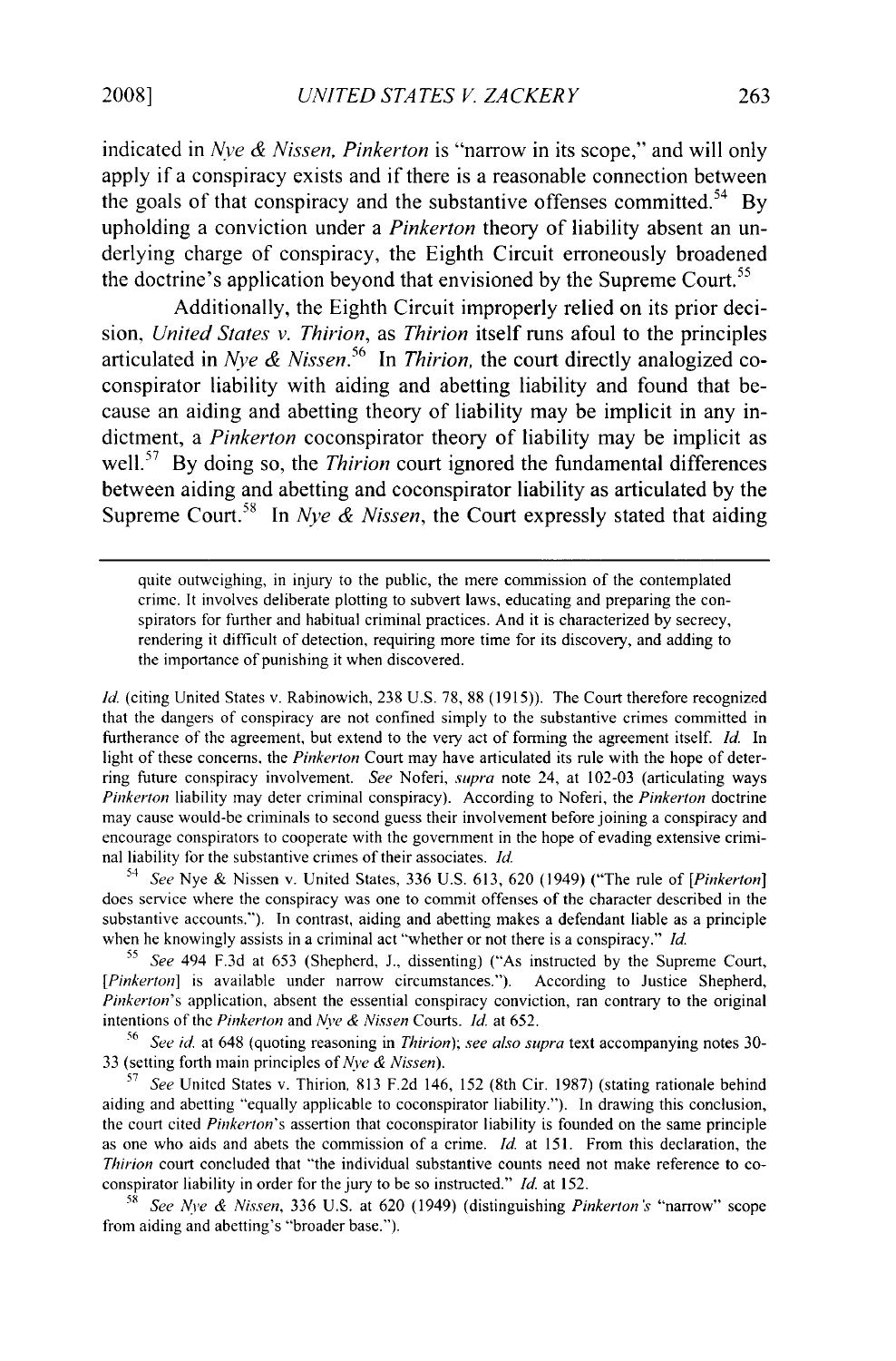indicated in *Nye & Nissen*, *Pinkerton* is "narrow in its scope," and will only apply if a conspiracy exists and if there is a reasonable connection between the goals of that conspiracy and the substantive offenses committed.[54] By upholding a conviction under a *Pinkerton* theory of liability absent an underlying charge of conspiracy, the Eighth Circuit erroneously broadened the doctrine's application beyond that envisioned by the Supreme Court.[55]

Additionally, the Eighth Circuit improperly relied on its prior decision, *United States v. Thirion*, as *Thirion* itself runs afoul to the principles articulated in *Nye & Nissen*.[56] In *Thirion*, the court directly analogized coconspirator liability with aiding and abetting liability and found that because an aiding and abetting theory of liability may be implicit in any indictment, a *Pinkerton* coconspirator theory of liability may be implicit as well.[57] By doing so, the *Thirion* court ignored the fundamental differences between aiding and abetting and coconspirator liability as articulated by the Supreme Court.[58] In *Nye & Nissen*, the Court expressly stated that aiding

---

> quite outweighing, in injury to the public, the mere commission of the contemplated crime. It involves deliberate plotting to subvert laws, educating and preparing the conspirators for further and habitual criminal practices. And it is characterized by secrecy, rendering it difficult of detection, requiring more time for its discovery, and adding to the importance of punishing it when discovered.

*Id.* (citing United States v. Rabinowich, 238 U.S. 78, 88 (1915)). The Court therefore recognized that the dangers of conspiracy are not confined simply to the substantive crimes committed in furtherance of the agreement, but extend to the very act of forming the agreement itself. *Id.* In light of these concerns, the *Pinkerton* Court may have articulated its rule with the hope of deterring future conspiracy involvement. *See* Noferi, *supra* note 24, at 102-03 (articulating ways *Pinkerton* liability may deter criminal conspiracy). According to Noferi, the *Pinkerton* doctrine may cause would-be criminals to second guess their involvement before joining a conspiracy and encourage conspirators to cooperate with the government in the hope of evading extensive criminal liability for the substantive crimes of their associates. *Id.*

[54] *See* Nye & Nissen v. United States, 336 U.S. 613, 620 (1949) ("The rule of [*Pinkerton*] does service where the conspiracy was one to commit offenses of the character described in the substantive accounts."). In contrast, aiding and abetting makes a defendant liable as a principle when he knowingly assists in a criminal act "whether or not there is a conspiracy." *Id.*

[55] *See* 494 F.3d at 653 (Shepherd, J., dissenting) ("As instructed by the Supreme Court, [*Pinkerton*] is available under narrow circumstances."). According to Justice Shepherd, *Pinkerton*'s application, absent the essential conspiracy conviction, ran contrary to the original intentions of the *Pinkerton* and *Nye & Nissen* Courts. *Id.* at 652.

[56] *See id.* at 648 (quoting reasoning in *Thirion*); *see also supra* text accompanying notes 30-33 (setting forth main principles of *Nye & Nissen*).

[57] *See* United States v. Thirion, 813 F.2d 146, 152 (8th Cir. 1987) (stating rationale behind aiding and abetting "equally applicable to coconspirator liability."). In drawing this conclusion, the court cited *Pinkerton*'s assertion that coconspirator liability is founded on the same principle as one who aids and abets the commission of a crime. *Id.* at 151. From this declaration, the *Thirion* court concluded that "the individual substantive counts need not make reference to coconspirator liability in order for the jury to be so instructed." *Id.* at 152.

[58] *See Nye & Nissen*, 336 U.S. at 620 (1949) (distinguishing *Pinkerton's* "narrow" scope from aiding and abetting's "broader base.").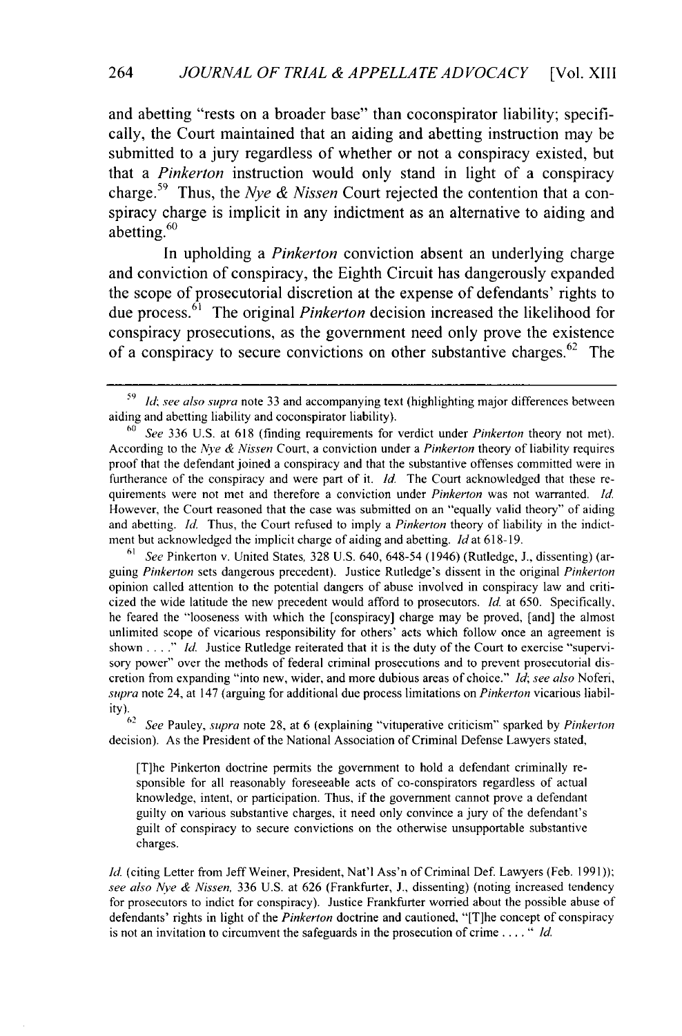and abetting "rests on a broader base" than coconspirator liability; specifically, the Court maintained that an aiding and abetting instruction may be submitted to a jury regardless of whether or not a conspiracy existed, but that a *Pinkerton* instruction would only stand in light of a conspiracy charge.[59] Thus, the *Nye & Nissen* Court rejected the contention that a conspiracy charge is implicit in any indictment as an alternative to aiding and abetting.[60]

In upholding a *Pinkerton* conviction absent an underlying charge and conviction of conspiracy, the Eighth Circuit has dangerously expanded the scope of prosecutorial discretion at the expense of defendants' rights to due process.[61] The original *Pinkerton* decision increased the likelihood for conspiracy prosecutions, as the government need only prove the existence of a conspiracy to secure convictions on other substantive charges.[62] The

---

[59] *Id*; *see also supra* note 33 and accompanying text (highlighting major differences between aiding and abetting liability and coconspirator liability).

[60] *See* 336 U.S. at 618 (finding requirements for verdict under *Pinkerton* theory not met). According to the *Nye & Nissen* Court, a conviction under a *Pinkerton* theory of liability requires proof that the defendant joined a conspiracy and that the substantive offenses committed were in furtherance of the conspiracy and were part of it. *Id.* The Court acknowledged that these requirements were not met and therefore a conviction under *Pinkerton* was not warranted. *Id.* However, the Court reasoned that the case was submitted on an "equally valid theory" of aiding and abetting. *Id.* Thus, the Court refused to imply a *Pinkerton* theory of liability in the indictment but acknowledged the implicit charge of aiding and abetting. *Id* at 618-19.

[61] *See* Pinkerton v. United States, 328 U.S. 640, 648-54 (1946) (Rutledge, J., dissenting) (arguing *Pinkerton* sets dangerous precedent). Justice Rutledge's dissent in the original *Pinkerton* opinion called attention to the potential dangers of abuse involved in conspiracy law and criticized the wide latitude the new precedent would afford to prosecutors. *Id.* at 650. Specifically, he feared the "looseness with which the [conspiracy] charge may be proved, [and] the almost unlimited scope of vicarious responsibility for others' acts which follow once an agreement is shown . . . ." *Id.* Justice Rutledge reiterated that it is the duty of the Court to exercise "supervisory power" over the methods of federal criminal prosecutions and to prevent prosecutorial discretion from expanding "into new, wider, and more dubious areas of choice." *Id*; *see also* Noferi, *supra* note 24, at 147 (arguing for additional due process limitations on *Pinkerton* vicarious liability).

[62] *See* Pauley, *supra* note 28, at 6 (explaining "vituperative criticism" sparked by *Pinkerton* decision). As the President of the National Association of Criminal Defense Lawyers stated,

> [T]he Pinkerton doctrine permits the government to hold a defendant criminally responsible for all reasonably foreseeable acts of co-conspirators regardless of actual knowledge, intent, or participation. Thus, if the government cannot prove a defendant guilty on various substantive charges, it need only convince a jury of the defendant's guilt of conspiracy to secure convictions on the otherwise unsupportable substantive charges.

*Id.* (citing Letter from Jeff Weiner, President, Nat'l Ass'n of Criminal Def. Lawyers (Feb. 1991)); *see also Nye & Nissen*, 336 U.S. at 626 (Frankfurter, J., dissenting) (noting increased tendency for prosecutors to indict for conspiracy). Justice Frankfurter worried about the possible abuse of defendants' rights in light of the *Pinkerton* doctrine and cautioned, "[T]he concept of conspiracy is not an invitation to circumvent the safeguards in the prosecution of crime . . . . " *Id.*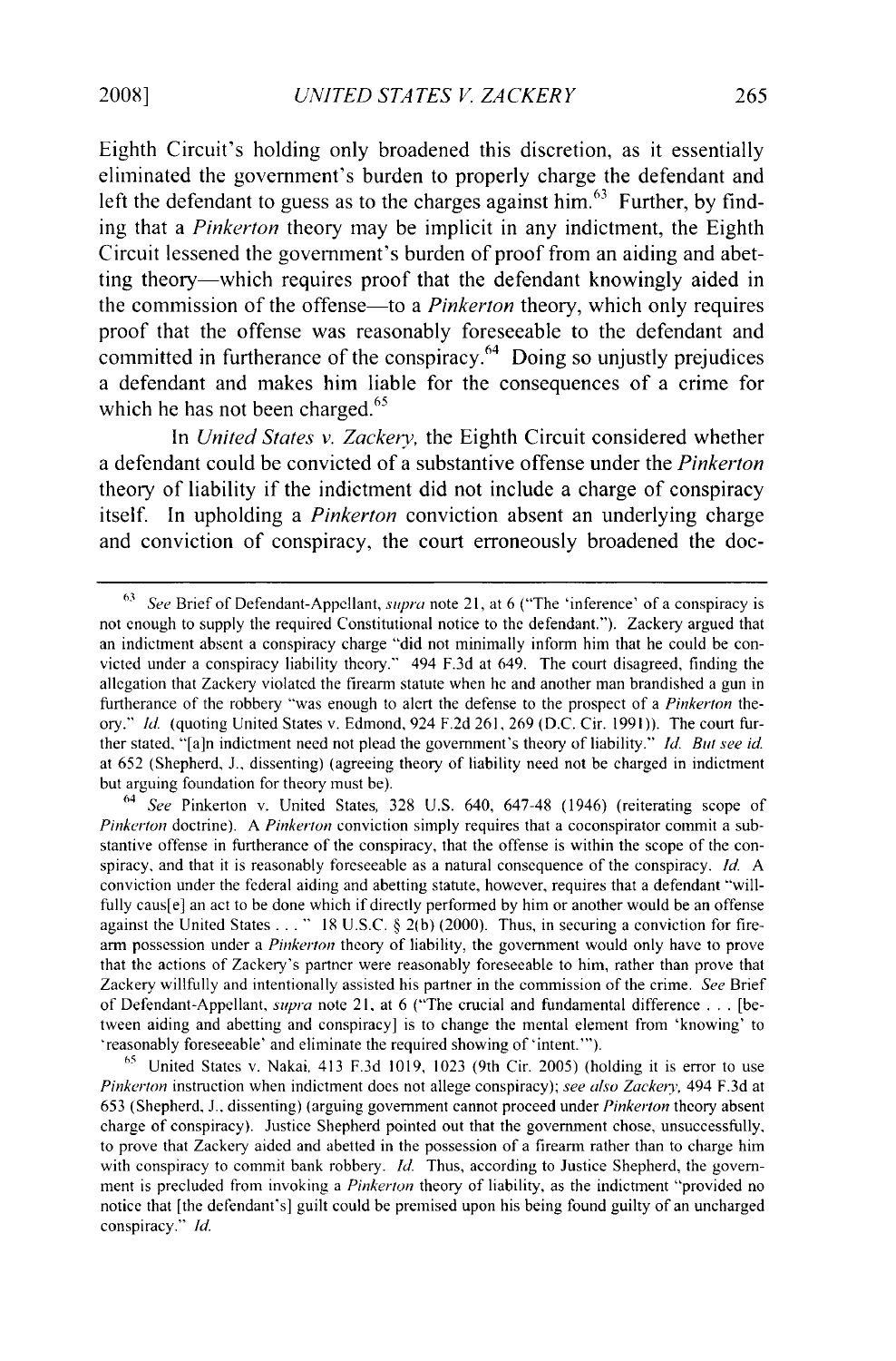Eighth Circuit's holding only broadened this discretion, as it essentially eliminated the government's burden to properly charge the defendant and left the defendant to guess as to the charges against him.[63] Further, by finding that a *Pinkerton* theory may be implicit in any indictment, the Eighth Circuit lessened the government's burden of proof from an aiding and abetting theory—which requires proof that the defendant knowingly aided in the commission of the offense—to a *Pinkerton* theory, which only requires proof that the offense was reasonably foreseeable to the defendant and committed in furtherance of the conspiracy.[64] Doing so unjustly prejudices a defendant and makes him liable for the consequences of a crime for which he has not been charged.[65]

In *United States v. Zackery*, the Eighth Circuit considered whether a defendant could be convicted of a substantive offense under the *Pinkerton* theory of liability if the indictment did not include a charge of conspiracy itself. In upholding a *Pinkerton* conviction absent an underlying charge and conviction of conspiracy, the court erroneously broadened the doc-

---

[63] *See* Brief of Defendant-Appellant, *supra* note 21, at 6 ("The 'inference' of a conspiracy is not enough to supply the required Constitutional notice to the defendant."). Zackery argued that an indictment absent a conspiracy charge "did not minimally inform him that he could be convicted under a conspiracy liability theory." 494 F.3d at 649. The court disagreed, finding the allegation that Zackery violated the firearm statute when he and another man brandished a gun in furtherance of the robbery "was enough to alert the defense to the prospect of a *Pinkerton* theory." *Id.* (quoting United States v. Edmond, 924 F.2d 261, 269 (D.C. Cir. 1991)). The court further stated, "[a]n indictment need not plead the government's theory of liability." *Id. But see id.* at 652 (Shepherd, J., dissenting) (agreeing theory of liability need not be charged in indictment but arguing foundation for theory must be).

[64] *See* Pinkerton v. United States, 328 U.S. 640, 647-48 (1946) (reiterating scope of *Pinkerton* doctrine). A *Pinkerton* conviction simply requires that a coconspirator commit a substantive offense in furtherance of the conspiracy, that the offense is within the scope of the conspiracy, and that it is reasonably foreseeable as a natural consequence of the conspiracy. *Id.* A conviction under the federal aiding and abetting statute, however, requires that a defendant "willfully caus[e] an act to be done which if directly performed by him or another would be an offense against the United States . . . " 18 U.S.C. § 2(b) (2000). Thus, in securing a conviction for firearm possession under a *Pinkerton* theory of liability, the government would only have to prove that the actions of Zackery's partner were reasonably foreseeable to him, rather than prove that Zackery willfully and intentionally assisted his partner in the commission of the crime. *See* Brief of Defendant-Appellant, *supra* note 21, at 6 ("The crucial and fundamental difference . . . [between aiding and abetting and conspiracy] is to change the mental element from 'knowing' to 'reasonably foreseeable' and eliminate the required showing of 'intent.'").

[65] United States v. Nakai, 413 F.3d 1019, 1023 (9th Cir. 2005) (holding it is error to use *Pinkerton* instruction when indictment does not allege conspiracy); *see also Zackery*, 494 F.3d at 653 (Shepherd, J., dissenting) (arguing government cannot proceed under *Pinkerton* theory absent charge of conspiracy). Justice Shepherd pointed out that the government chose, unsuccessfully, to prove that Zackery aided and abetted in the possession of a firearm rather than to charge him with conspiracy to commit bank robbery. *Id.* Thus, according to Justice Shepherd, the government is precluded from invoking a *Pinkerton* theory of liability, as the indictment "provided no notice that [the defendant's] guilt could be premised upon his being found guilty of an uncharged conspiracy." *Id.*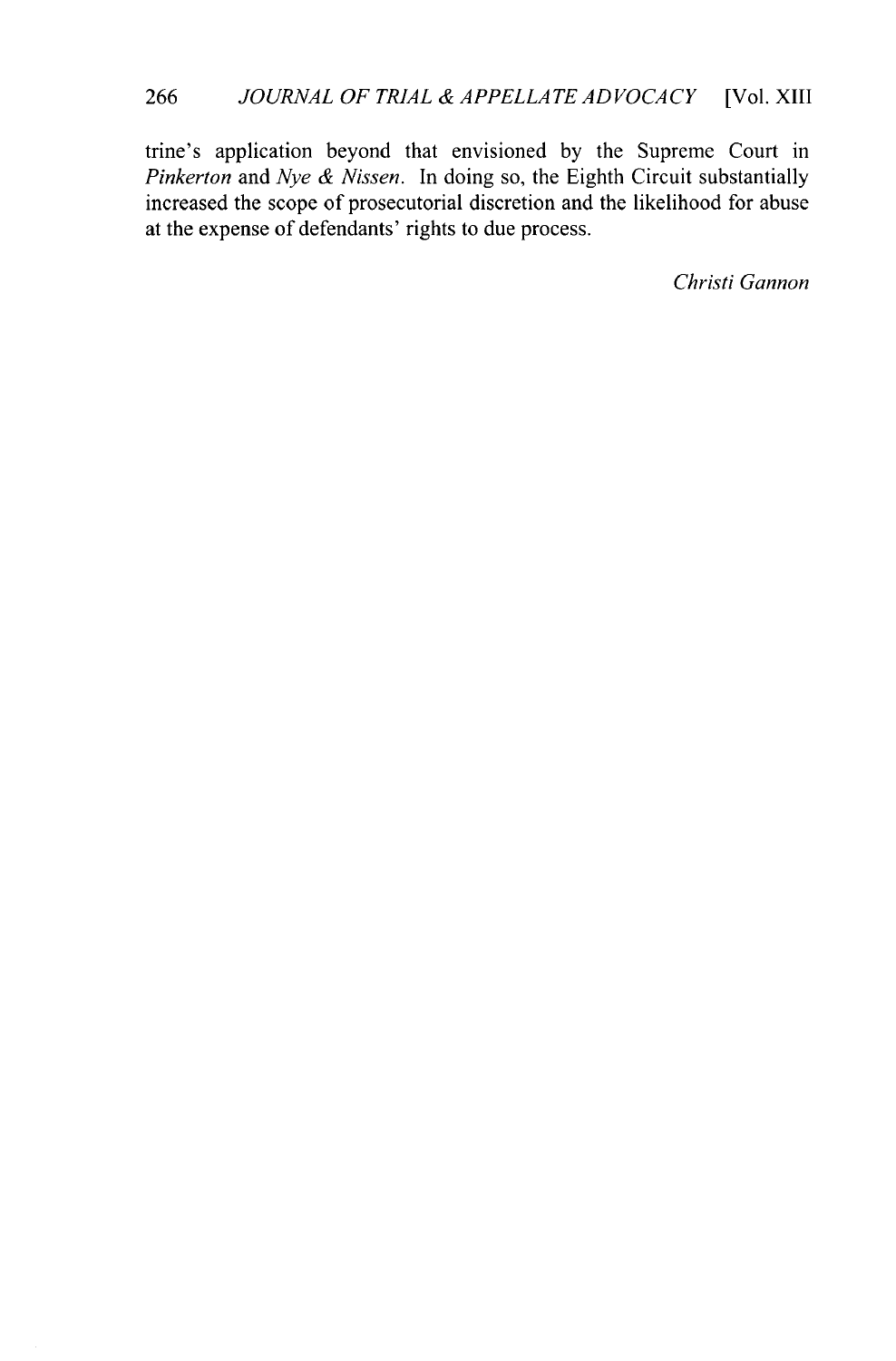trine's application beyond that envisioned by the Supreme Court in *Pinkerton* and *Nye & Nissen*. In doing so, the Eighth Circuit substantially increased the scope of prosecutorial discretion and the likelihood for abuse at the expense of defendants' rights to due process.

*Christi Gannon*